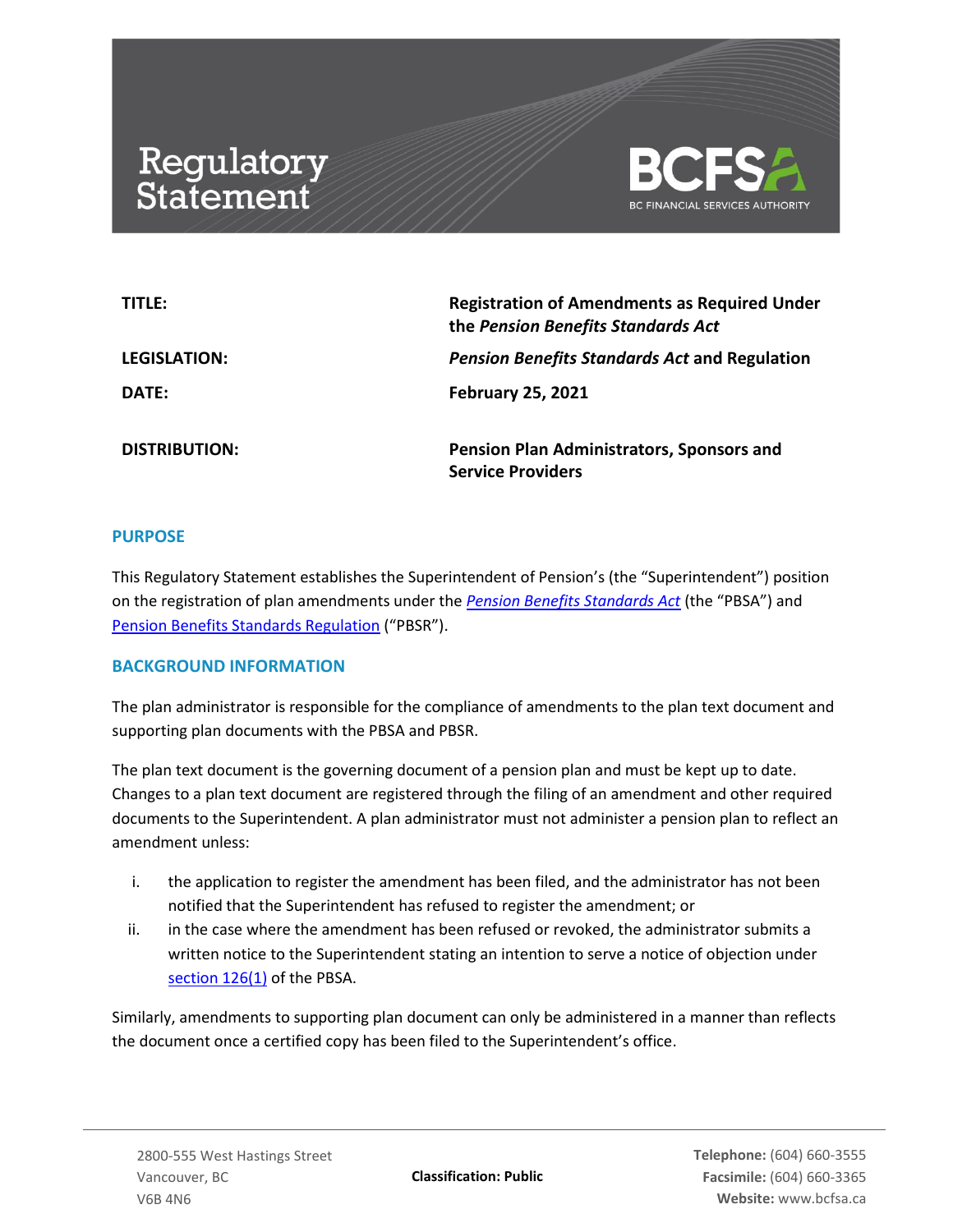# Regulatory Statement

BCFSA
BC FINANCIAL SERVICES AUTHORITY

| | |
|---|---|
| **TITLE:** | **Registration of Amendments as Required Under the *Pension Benefits Standards Act*** |
| **LEGISLATION:** | ***Pension Benefits Standards Act* and Regulation** |
| **DATE:** | **February 25, 2021** |
| **DISTRIBUTION:** | **Pension Plan Administrators, Sponsors and Service Providers** |

## PURPOSE

This Regulatory Statement establishes the Superintendent of Pension's (the "Superintendent") position on the registration of plan amendments under the *Pension Benefits Standards Act* (the "PBSA") and Pension Benefits Standards Regulation ("PBSR").

## BACKGROUND INFORMATION

The plan administrator is responsible for the compliance of amendments to the plan text document and supporting plan documents with the PBSA and PBSR.

The plan text document is the governing document of a pension plan and must be kept up to date. Changes to a plan text document are registered through the filing of an amendment and other required documents to the Superintendent. A plan administrator must not administer a pension plan to reflect an amendment unless:

i. the application to register the amendment has been filed, and the administrator has not been notified that the Superintendent has refused to register the amendment; or
ii. in the case where the amendment has been refused or revoked, the administrator submits a written notice to the Superintendent stating an intention to serve a notice of objection under section 126(1) of the PBSA.

Similarly, amendments to supporting plan document can only be administered in a manner than reflects the document once a certified copy has been filed to the Superintendent's office.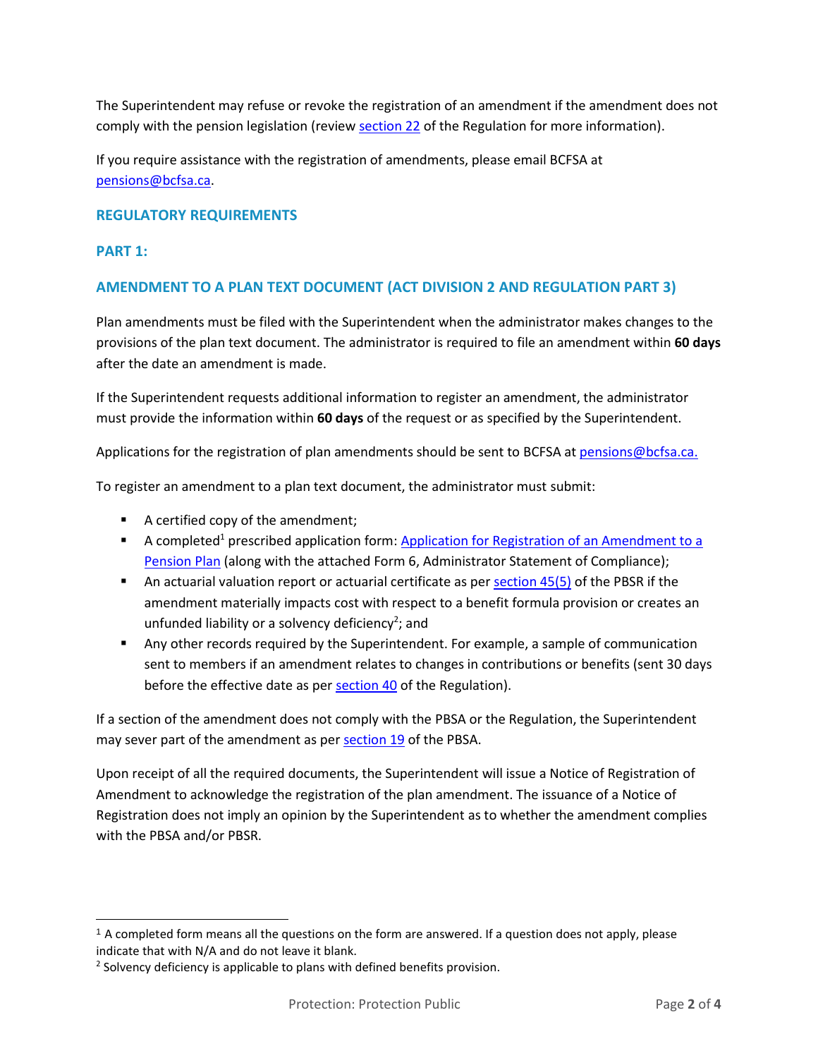The Superintendent may refuse or revoke the registration of an amendment if the amendment does not comply with the pension legislation (review section 22 of the Regulation for more information).

If you require assistance with the registration of amendments, please email BCFSA at pensions@bcfsa.ca.

## REGULATORY REQUIREMENTS

## PART 1:

## AMENDMENT TO A PLAN TEXT DOCUMENT (ACT DIVISION 2 AND REGULATION PART 3)

Plan amendments must be filed with the Superintendent when the administrator makes changes to the provisions of the plan text document. The administrator is required to file an amendment within **60 days** after the date an amendment is made.

If the Superintendent requests additional information to register an amendment, the administrator must provide the information within **60 days** of the request or as specified by the Superintendent.

Applications for the registration of plan amendments should be sent to BCFSA at pensions@bcfsa.ca.

To register an amendment to a plan text document, the administrator must submit:

- A certified copy of the amendment;
- A completed[1] prescribed application form: Application for Registration of an Amendment to a Pension Plan (along with the attached Form 6, Administrator Statement of Compliance);
- An actuarial valuation report or actuarial certificate as per section 45(5) of the PBSR if the amendment materially impacts cost with respect to a benefit formula provision or creates an unfunded liability or a solvency deficiency[2]; and
- Any other records required by the Superintendent. For example, a sample of communication sent to members if an amendment relates to changes in contributions or benefits (sent 30 days before the effective date as per section 40 of the Regulation).

If a section of the amendment does not comply with the PBSA or the Regulation, the Superintendent may sever part of the amendment as per section 19 of the PBSA.

Upon receipt of all the required documents, the Superintendent will issue a Notice of Registration of Amendment to acknowledge the registration of the plan amendment. The issuance of a Notice of Registration does not imply an opinion by the Superintendent as to whether the amendment complies with the PBSA and/or PBSR.

---

[1] A completed form means all the questions on the form are answered. If a question does not apply, please indicate that with N/A and do not leave it blank.

[2] Solvency deficiency is applicable to plans with defined benefits provision.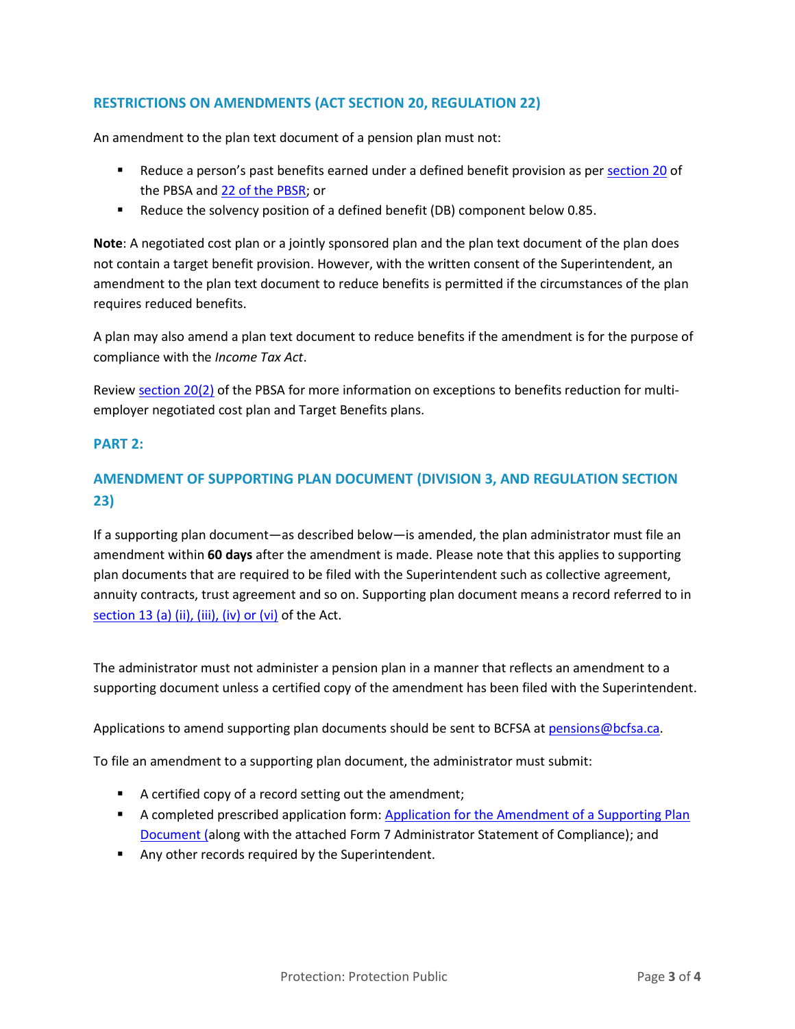## RESTRICTIONS ON AMENDMENTS (ACT SECTION 20, REGULATION 22)

An amendment to the plan text document of a pension plan must not:

- Reduce a person's past benefits earned under a defined benefit provision as per section 20 of the PBSA and 22 of the PBSR; or
- Reduce the solvency position of a defined benefit (DB) component below 0.85.

**Note**: A negotiated cost plan or a jointly sponsored plan and the plan text document of the plan does not contain a target benefit provision. However, with the written consent of the Superintendent, an amendment to the plan text document to reduce benefits is permitted if the circumstances of the plan requires reduced benefits.

A plan may also amend a plan text document to reduce benefits if the amendment is for the purpose of compliance with the *Income Tax Act*.

Review section 20(2) of the PBSA for more information on exceptions to benefits reduction for multi-employer negotiated cost plan and Target Benefits plans.

## PART 2:

## AMENDMENT OF SUPPORTING PLAN DOCUMENT (DIVISION 3, AND REGULATION SECTION 23)

If a supporting plan document—as described below—is amended, the plan administrator must file an amendment within **60 days** after the amendment is made. Please note that this applies to supporting plan documents that are required to be filed with the Superintendent such as collective agreement, annuity contracts, trust agreement and so on. Supporting plan document means a record referred to in section 13 (a) (ii), (iii), (iv) or (vi) of the Act.

The administrator must not administer a pension plan in a manner that reflects an amendment to a supporting document unless a certified copy of the amendment has been filed with the Superintendent.

Applications to amend supporting plan documents should be sent to BCFSA at pensions@bcfsa.ca.

To file an amendment to a supporting plan document, the administrator must submit:

- A certified copy of a record setting out the amendment;
- A completed prescribed application form: Application for the Amendment of a Supporting Plan Document (along with the attached Form 7 Administrator Statement of Compliance); and
- Any other records required by the Superintendent.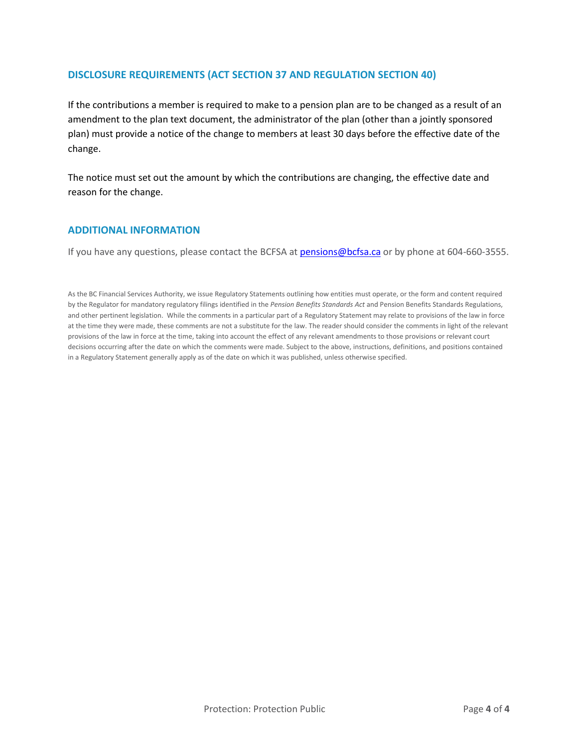## DISCLOSURE REQUIREMENTS (ACT SECTION 37 AND REGULATION SECTION 40)

If the contributions a member is required to make to a pension plan are to be changed as a result of an amendment to the plan text document, the administrator of the plan (other than a jointly sponsored plan) must provide a notice of the change to members at least 30 days before the effective date of the change.

The notice must set out the amount by which the contributions are changing, the effective date and reason for the change.

## ADDITIONAL INFORMATION

If you have any questions, please contact the BCFSA at [pensions@bcfsa.ca](mailto:pensions@bcfsa.ca) or by phone at 604-660-3555.

As the BC Financial Services Authority, we issue Regulatory Statements outlining how entities must operate, or the form and content required by the Regulator for mandatory regulatory filings identified in the *Pension Benefits Standards Act* and Pension Benefits Standards Regulations, and other pertinent legislation. While the comments in a particular part of a Regulatory Statement may relate to provisions of the law in force at the time they were made, these comments are not a substitute for the law. The reader should consider the comments in light of the relevant provisions of the law in force at the time, taking into account the effect of any relevant amendments to those provisions or relevant court decisions occurring after the date on which the comments were made. Subject to the above, instructions, definitions, and positions contained in a Regulatory Statement generally apply as of the date on which it was published, unless otherwise specified.